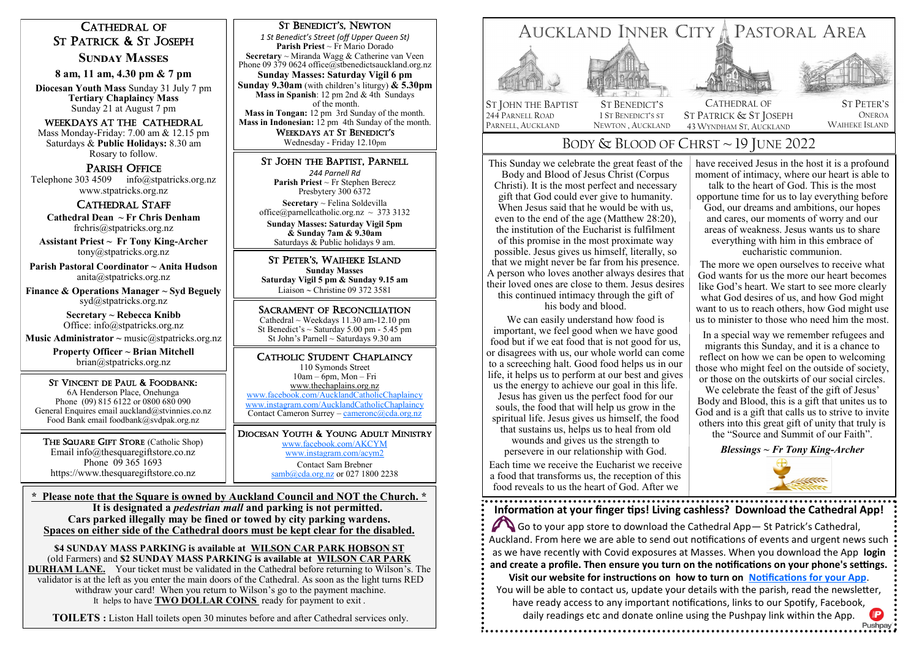# Cathedral of St Patrick & St Joseph

## Sunday Masses

**8 am, 11 am, 4.30 pm & 7 pm**

**Diocesan Youth Mass** Sunday 31 July 7 pm
**Tertiary Chaplaincy Mass**
Sunday 21 at August 7 pm

### Weekdays at the Cathedral

Mass Monday-Friday: 7.00 am & 12.15 pm
Saturdays & **Public Holidays:** 8.30 am
Rosary to follow.

### Parish Office

Telephone 303 4509 info@stpatricks.org.nz
www.stpatricks.org.nz

### Cathedral Staff

**Cathedral Dean ~ Fr Chris Denham**
frchris@stpatricks.org.nz

**Assistant Priest ~ Fr Tony King-Archer**
tony@stpatricks.org.nz

**Parish Pastoral Coordinator ~ Anita Hudson**
anita@stpatricks.org.nz

**Finance & Operations Manager ~ Syd Beguely**
syd@stpatricks.org.nz

**Secretary ~ Rebecca Knibb**
Office: info@stpatricks.org.nz

**Music Administrator ~** music@stpatricks.org.nz

**Property Officer ~ Brian Mitchell**
brian@stpatricks.org.nz

### St Vincent de Paul & Foodbank:

6A Henderson Place, Onehunga
Phone (09) 815 6122 or 0800 680 090
General Enquires email auckland@stvinnies.co.nz
Food Bank email foodbank@svdpak.org.nz

**The Square Gift Store** (Catholic Shop)
Email info@thesquaregiftstore.co.nz
Phone 09 365 1693
https://www.thesquaregiftstore.co.nz

### St Benedict's, Newton

*1 St Benedict's Street (off Upper Queen St)*
**Parish Priest** ~ Fr Mario Dorado
**Secretary** ~ Miranda Wagg & Catherine van Veen
Phone 09 379 0624 office@stbenedictsauckland.org.nz
**Sunday Masses: Saturday Vigil 6 pm**
**Sunday 9.30am** (with children's liturgy) **& 5.30pm**
**Mass in Spanish**: 12 pm 2nd & 4th Sundays of the month.
**Mass in Tongan:** 12 pm 3rd Sunday of the month.
**Mass in Indonesian:** 12 pm 4th Sunday of the month.

**Weekdays at St Benedict's**
Wednesday - Friday 12.10pm

### St John the Baptist, Parnell

*244 Parnell Rd*
**Parish Priest** ~ Fr Stephen Berecz
Presbytery 300 6372
**Secretary** ~ Felina Soldevilla
office@parnellcatholic.org.nz ~ 373 3132
**Sunday Masses: Saturday Vigil 5pm & Sunday 7am & 9.30am**
Saturdays & Public holidays 9 am.

### St Peter's, Waiheke Island

**Sunday Masses**
**Saturday Vigil 5 pm & Sunday 9.15 am**
Liaison ~ Christine 09 372 3581

### Sacrament of Reconciliation

Cathedral ~ Weekdays 11.30 am-12.10 pm
St Benedict's ~ Saturday 5.00 pm - 5.45 pm
St John's Parnell ~ Saturdays 9.30 am

### Catholic Student Chaplaincy

110 Symonds Street
10am – 6pm, Mon – Fri
www.thechaplains.org.nz
www.facebook.com/AucklandCatholicChaplaincy
www.instagram.com/AucklandCatholicChaplaincy
Contact Cameron Surrey – cameronc@cda.org.nz

### Diocesan Youth & Young Adult Ministry

www.facebook.com/AKCYM
www.instagram.com/acym2
Contact Sam Brebner
samb@cda.org.nz or 027 1800 2238

---

**\* Please note that the Square is owned by Auckland Council and NOT the Church. \***
**It is designated a *pedestrian mall* and parking is not permitted.**
**Cars parked illegally may be fined or towed by city parking wardens.**
**Spaces on either side of the Cathedral doors must be kept clear for the disabled.**

**$4 SUNDAY MASS PARKING is available at WILSON CAR PARK HOBSON ST** (old Farmers) and **$2 SUNDAY MASS PARKING is available at WILSON CAR PARK DURHAM LANE.** Your ticket must be validated in the Cathedral before returning to Wilson's. The validator is at the left as you enter the main doors of the Cathedral. As soon as the light turns RED withdraw your card! When you return to Wilson's go to the payment machine. It helps to have **TWO DOLLAR COINS** ready for payment to exit .

**TOILETS :** Liston Hall toilets open 30 minutes before and after Cathedral services only.

---

# Auckland Inner City Pastoral Area

St John the Baptist — 244 Parnell Road, Parnell, Auckland
St Benedict's — 1 St Benedict's St, Newton, Auckland
Cathedral of St Patrick & St Joseph — 43 Wyndham St, Auckland
St Peter's — Oneroa, Waiheke Island

## Body & Blood of Chrst ~ 19 June 2022

This Sunday we celebrate the great feast of the Body and Blood of Jesus Christ (Corpus Christi). It is the most perfect and necessary gift that God could ever give to humanity. When Jesus said that he would be with us, even to the end of the age (Matthew 28:20), the institution of the Eucharist is fulfilment of this promise in the most proximate way possible. Jesus gives us himself, literally, so that we might never be far from his presence. A person who loves another always desires that their loved ones are close to them. Jesus desires this continued intimacy through the gift of his body and blood.

We can easily understand how food is important, we feel good when we have good food but if we eat food that is not good for us, or disagrees with us, our whole world can come to a screeching halt. Good food helps us in our life, it helps us to perform at our best and gives us the energy to achieve our goal in this life. Jesus has given us the perfect food for our souls, the food that will help us grow in the spiritual life. Jesus gives us himself, the food that sustains us, helps us to heal from old wounds and gives us the strength to persevere in our relationship with God.

Each time we receive the Eucharist we receive a food that transforms us, the reception of this food reveals to us the heart of God. After we have received Jesus in the host it is a profound moment of intimacy, where our heart is able to talk to the heart of God. This is the most opportune time for us to lay everything before God, our dreams and ambitions, our hopes and cares, our moments of worry and our areas of weakness. Jesus wants us to share everything with him in this embrace of eucharistic communion.

The more we open ourselves to receive what God wants for us the more our heart becomes like God's heart. We start to see more clearly what God desires of us, and how God might want to us to reach others, how God might use us to minister to those who need him the most.

In a special way we remember refugees and migrants this Sunday, and it is a chance to reflect on how we can be open to welcoming those who might feel on the outside of society, or those on the outskirts of our social circles.

We celebrate the feast of the gift of Jesus' Body and Blood, this is a gift that unites us to God and is a gift that calls us to strive to invite others into this great gift of unity that truly is the "Source and Summit of our Faith".

***Blessings ~ Fr Tony King-Archer***

---

**Information at your finger tips! Living cashless? Download the Cathedral App!**

Go to your app store to download the Cathedral App— St Patrick's Cathedral, Auckland. From here we are able to send out notifications of events and urgent news such as we have recently with Covid exposures at Masses. When you download the App **login and create a profile. Then ensure you turn on the notifications on your phone's settings.**
**Visit our website for instructions on how to turn on Notifications for your App.**
You will be able to contact us, update your details with the parish, read the newsletter, have ready access to any important notifications, links to our Spotify, Facebook, daily readings etc and donate online using the Pushpay link within the App.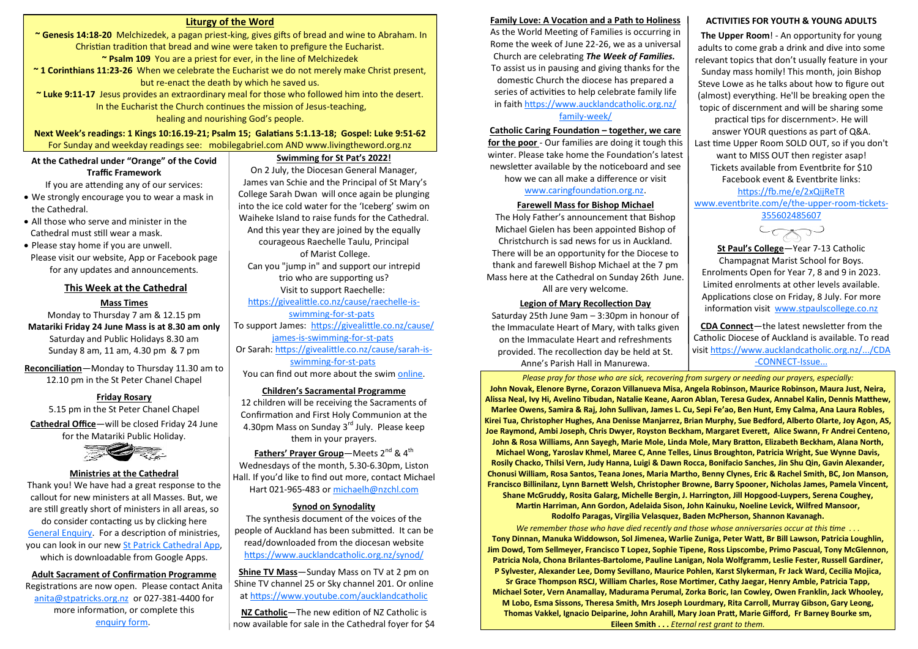## Liturgy of the Word

**~ Genesis 14:18-20** Melchizedek, a pagan priest-king, gives gifts of bread and wine to Abraham. In Christian tradition that bread and wine were taken to prefigure the Eucharist.

**~ Psalm 109** You are a priest for ever, in the line of Melchizedek

**~ 1 Corinthians 11:23-26** When we celebrate the Eucharist we do not merely make Christ present, but re-enact the death by which he saved us.

**~ Luke 9:11-17** Jesus provides an extraordinary meal for those who followed him into the desert. In the Eucharist the Church continues the mission of Jesus-teaching, healing and nourishing God's people.

**Next Week's readings: 1 Kings 10:16.19-21; Psalm 15; Galatians 5:1.13-18; Gospel: Luke 9:51-62**

For Sunday and weekday readings see: mobilegabriel.com AND www.livingtheword.org.nz

### At the Cathedral under "Orange" of the Covid Traffic Framework

If you are attending any of our services:

- We strongly encourage you to wear a mask in the Cathedral.
- All those who serve and minister in the Cathedral must still wear a mask.
- Please stay home if you are unwell.

Please visit our website, App or Facebook page for any updates and announcements.

## This Week at the Cathedral

**Mass Times**

Monday to Thursday 7 am & 12.15 pm

**Matariki Friday 24 June Mass is at 8.30 am only**

Saturday and Public Holidays 8.30 am

Sunday 8 am, 11 am, 4.30 pm & 7 pm

**Reconciliation**—Monday to Thursday 11.30 am to 12.10 pm in the St Peter Chanel Chapel

**Friday Rosary**

5.15 pm in the St Peter Chanel Chapel

**Cathedral Office**—will be closed Friday 24 June for the Matariki Public Holiday.

**Ministries at the Cathedral**

Thank you! We have had a great response to the callout for new ministers at all Masses. But, we are still greatly short of ministers in all areas, so do consider contacting us by clicking here General Enquiry. For a description of ministries, you can look in our new St Patrick Cathedral App, which is downloadable from Google Apps.

**Adult Sacrament of Confirmation Programme**

Registrations are now open. Please contact Anita anita@stpatricks.org.nz or 027-381-4400 for more information, or complete this enquiry form.

**Swimming for St Pat's 2022!**

On 2 July, the Diocesan General Manager, James van Schie and the Principal of St Mary's College Sarah Dwan will once again be plunging into the ice cold water for the 'Iceberg' swim on Waiheke Island to raise funds for the Cathedral. And this year they are joined by the equally courageous Raechelle Taulu, Principal of Marist College.

Can you "jump in" and support our intrepid trio who are supporting us?

Visit to support Raechelle: https://givealittle.co.nz/cause/raechelle-is-swimming-for-st-pats

To support James: https://givealittle.co.nz/cause/james-is-swimming-for-st-pats

Or Sarah: https://givealittle.co.nz/cause/sarah-is-swimming-for-st-pats

You can find out more about the swim online.

**Children's Sacramental Programme**

12 children will be receiving the Sacraments of Confirmation and First Holy Communion at the 4.30pm Mass on Sunday 3rd July. Please keep them in your prayers.

**Fathers' Prayer Group**—Meets 2nd & 4th Wednesdays of the month, 5.30-6.30pm, Liston Hall. If you'd like to find out more, contact Michael Hart 021-965-483 or michaelh@nzchl.com

**Synod on Synodality**

The synthesis document of the voices of the people of Auckland has been submitted. It can be read/downloaded from the diocesan website https://www.aucklandcatholic.org.nz/synod/

**Shine TV Mass**—Sunday Mass on TV at 2 pm on Shine TV channel 25 or Sky channel 201. Or online at https://www.youtube.com/aucklandcatholic

**NZ Catholic**—The new edition of NZ Catholic is now available for sale in the Cathedral foyer for $4

**Family Love: A Vocation and a Path to Holiness**

As the World Meeting of Families is occurring in Rome the week of June 22-26, we as a universal Church are celebrating ***The Week of Families.*** To assist us in pausing and giving thanks for the domestic Church the diocese has prepared a series of activities to help celebrate family life in faith https://www.aucklandcatholic.org.nz/family-week/

**Catholic Caring Foundation – together, we care for the poor** - Our families are doing it tough this winter. Please take home the Foundation's latest newsletter available by the noticeboard and see how we can all make a difference or visit www.caringfoundation.org.nz.

**Farewell Mass for Bishop Michael**

The Holy Father's announcement that Bishop Michael Gielen has been appointed Bishop of Christchurch is sad news for us in Auckland. There will be an opportunity for the Diocese to thank and farewell Bishop Michael at the 7 pm Mass here at the Cathedral on Sunday 26th June. All are very welcome.

**Legion of Mary Recollection Day**

Saturday 25th June 9am – 3:30pm in honour of the Immaculate Heart of Mary, with talks given on the Immaculate Heart and refreshments provided. The recollection day be held at St. Anne's Parish Hall in Manurewa.

### ACTIVITIES FOR YOUTH & YOUNG ADULTS

**The Upper Room**! - An opportunity for young adults to come grab a drink and dive into some relevant topics that don't usually feature in your Sunday mass homily! This month, join Bishop Steve Lowe as he talks about how to figure out (almost) everything. He'll be breaking open the topic of discernment and will be sharing some practical tips for discernment>. He will answer YOUR questions as part of Q&A. Last time Upper Room SOLD OUT, so if you don't want to MISS OUT then register asap! Tickets available from Eventbrite for $10 Facebook event & Eventbrite links:

https://fb.me/e/2xQijReTR

www.eventbrite.com/e/the-upper-room-tickets-355602485607

**St Paul's College**—Year 7-13 Catholic Champagnat Marist School for Boys. Enrolments Open for Year 7, 8 and 9 in 2023. Limited enrolments at other levels available. Applications close on Friday, 8 July. For more information visit www.stpaulscollege.co.nz

**CDA Connect**—the latest newsletter from the Catholic Diocese of Auckland is available. To read visit https://www.aucklandcatholic.org.nz/.../CDA-CONNECT-Issue...

*Please pray for those who are sick, recovering from surgery or needing our prayers, especially:*

**John Novak, Elenore Byrne, Corazon Villanueva Misa, Angela Robinson, Maurice Robinson, Maura Just, Neira, Alissa Neal, Ivy Hi, Avelino Tibudan, Natalie Keane, Aaron Ablan, Teresa Gudex, Annabel Kalin, Dennis Matthew, Marlee Owens, Samira & Raj, John Sullivan, James L. Cu, Sepi Fe'ao, Ben Hunt, Emy Calma, Ana Laura Robles, Kirei Tua, Christopher Hughes, Ana Denisse Manjarrez, Brian Murphy, Sue Bedford, Alberto Olarte, Joy Agon, AS, Joe Raymond, Ambi Joseph, Chris Dwyer, Royston Beckham, Margaret Everett, Alice Swann, Fr Andrei Centeno, John & Rosa Williams, Ann Sayegh, Marie Mole, Linda Mole, Mary Bratton, Elizabeth Beckham, Alana North, Michael Wong, Yaroslav Khmel, Maree C, Anne Telles, Linus Broughton, Patricia Wright, Sue Wynne Davis, Rosily Chacko, Thilsi Vern, Judy Hanna, Luigi & Dawn Rocca, Bonifacio Sanches, Jin Shu Qin, Gavin Alexander, Chonusi William, Rosa Santos, Teana Jones, Maria Martho, Benny Clynes, Eric & Rachel Smith, BC, Jon Manson, Francisco Billinilanz, Lynn Barnett Welsh, Christopher Browne, Barry Spooner, Nicholas James, Pamela Vincent, Shane McGruddy, Rosita Galarg, Michelle Bergin, J. Harrington, Jill Hopgood-Luypers, Serena Coughey, Martin Harriman, Ann Gordon, Adelaida Sison, John Kainuku, Noeline Levick, Wilfred Mansoor, Rodolfo Paragas, Virgilia Velasquez, Baden McPherson, Shannon Kavanagh.**

*We remember those who have died recently and those whose anniversaries occur at this time . . .*

**Tony Dinnan, Manuka Widdowson, Sol Jimenea, Warlie Zuniga, Peter Watt, Br Bill Lawson, Patricia Loughlin, Jim Dowd, Tom Sellmeyer, Francisco T Lopez, Sophie Tipene, Ross Lipscombe, Primo Pascual, Tony McGlennon, Patricia Nola, Chona Brilantes-Bartolome, Pauline Lanigan, Nola Wolfgramm, Leslie Fester, Russell Gardiner, P Sylvester, Alexander Lee, Domy Sevillano, Maurice Pohlen, Karst Slykerman, Fr Jack Ward, Cecilia Mojica, Sr Grace Thompson RSCJ, William Charles, Rose Mortimer, Cathy Jaegar, Henry Amble, Patricia Tapp, Michael Soter, Vern Anamallay, Madurama Perumal, Zorka Boric, Ian Cowley, Owen Franklin, Jack Whooley, M Lobo, Esma Sissons, Theresa Smith, Mrs Joseph Lourdmary, Rita Carroll, Murray Gibson, Gary Leong, Thomas Vakkel, Ignacio Deiparine, John Arahill, Mary Joan Pratt, Marie Gifford, Fr Barney Bourke sm, Eileen Smith . . .** *Eternal rest grant to them.*